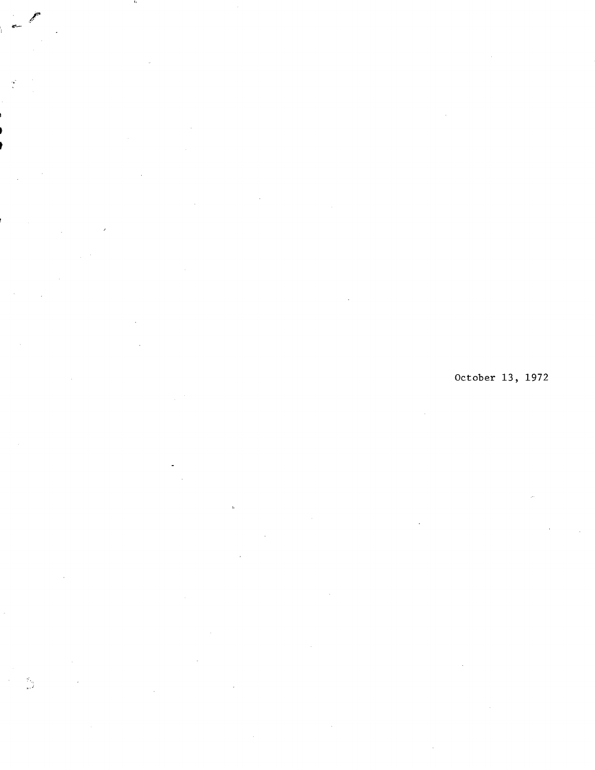October 13, 1972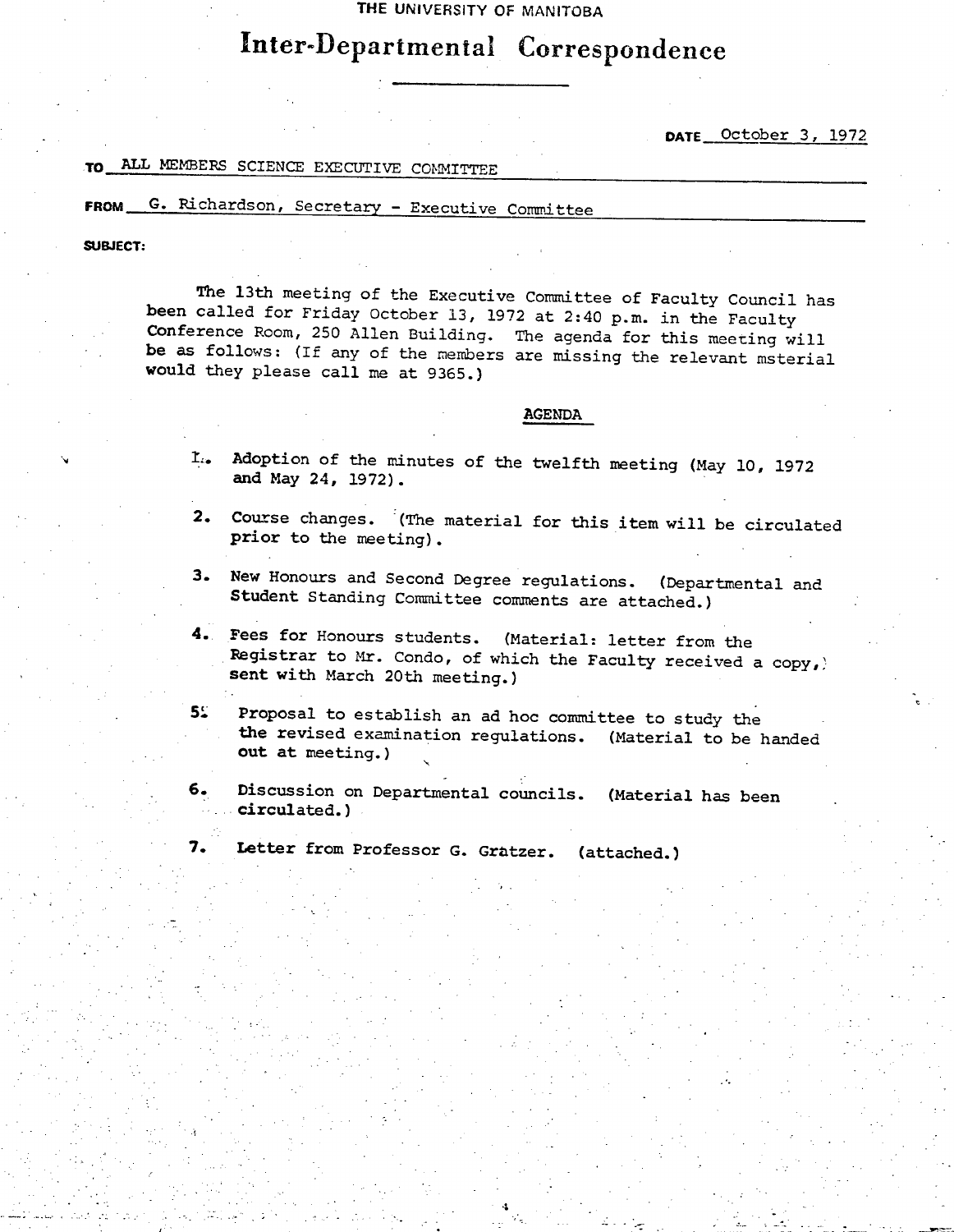THE UNIVERSITY OF MANITOBA

# Inter-Departmental Correspondence

DATE October 3, 1972

TO ALL MEMBERS SCIENCE EXECUTIVE COMMITTEE

FROM G. Richardson, Secretary - Executive Committee

SUBJECT:

The 13th meeting of the Executive Committee of Faculty Council has been called for Friday October 13, 1972 at 2:40 p.m. in the Faculty Conference Room, 250 Allen Building. The agenda for this meeting will be as follows: (If any of the members are missing the relevant msterial would they please call me at 9365.)

## AGENDA

1. Adoption of the minutes of the twelfth meeting (May 10, 1972 and May 24, 1972).

2. Course changes. (The material for this item will be circulated prior to the meeting).

3. New Honours and Second Degree regulations. (Departmental and Student Standing Committee comments are attached.)

4. Fees for Honours students. (Material: letter from the Registrar to Mr. Condo, of which the Faculty received a copy, sent with March 20th meeting.)

5. Proposal to establish an ad hoc committee to study the the revised examination regulations. (Material to be handed out at meeting.)

6. Discussion on Departmental councils. (Material has been circulated.)

7. Letter from Professor G. Grätzer. (attached.)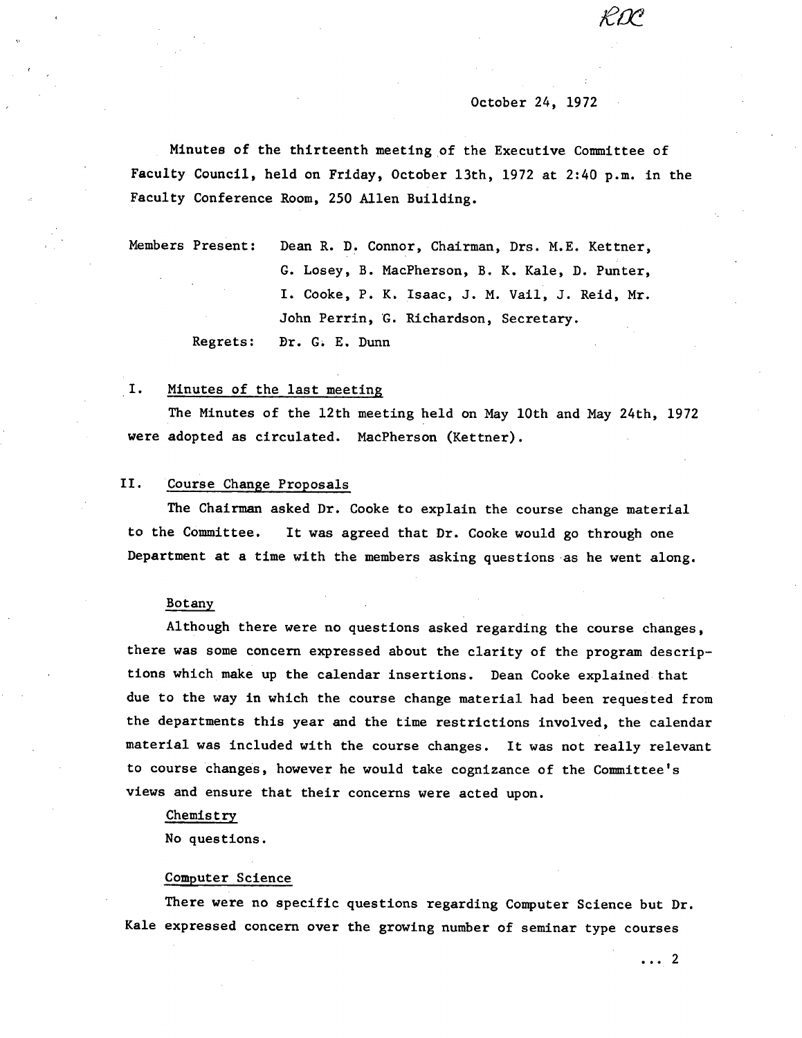RDC

October 24, 1972

Minutes of the thirteenth meeting of the Executive Committee of Faculty Council, held on Friday, October 13th, 1972 at 2:40 p.m. in the Faculty Conference Room, 250 Allen Building.

Members Present: Dean R. D. Connor, Chairman, Drs. M.E. Kettner, G. Losey, B. MacPherson, B. K. Kale, D. Punter, I. Cooke, P. K. Isaac, J. M. Vail, J. Reid, Mr. John Perrin, G. Richardson, Secretary.

Regrets: Dr. G. E. Dunn

## I. Minutes of the last meeting

The Minutes of the 12th meeting held on May 10th and May 24th, 1972 were adopted as circulated. MacPherson (Kettner).

## II. Course Change Proposals

The Chairman asked Dr. Cooke to explain the course change material to the Committee. It was agreed that Dr. Cooke would go through one Department at a time with the members asking questions as he went along.

### Botany

Although there were no questions asked regarding the course changes, there was some concern expressed about the clarity of the program descriptions which make up the calendar insertions. Dean Cooke explained that due to the way in which the course change material had been requested from the departments this year and the time restrictions involved, the calendar material was included with the course changes. It was not really relevant to course changes, however he would take cognizance of the Committee's views and ensure that their concerns were acted upon.

### Chemistry

No questions.

### Computer Science

There were no specific questions regarding Computer Science but Dr. Kale expressed concern over the growing number of seminar type courses

... 2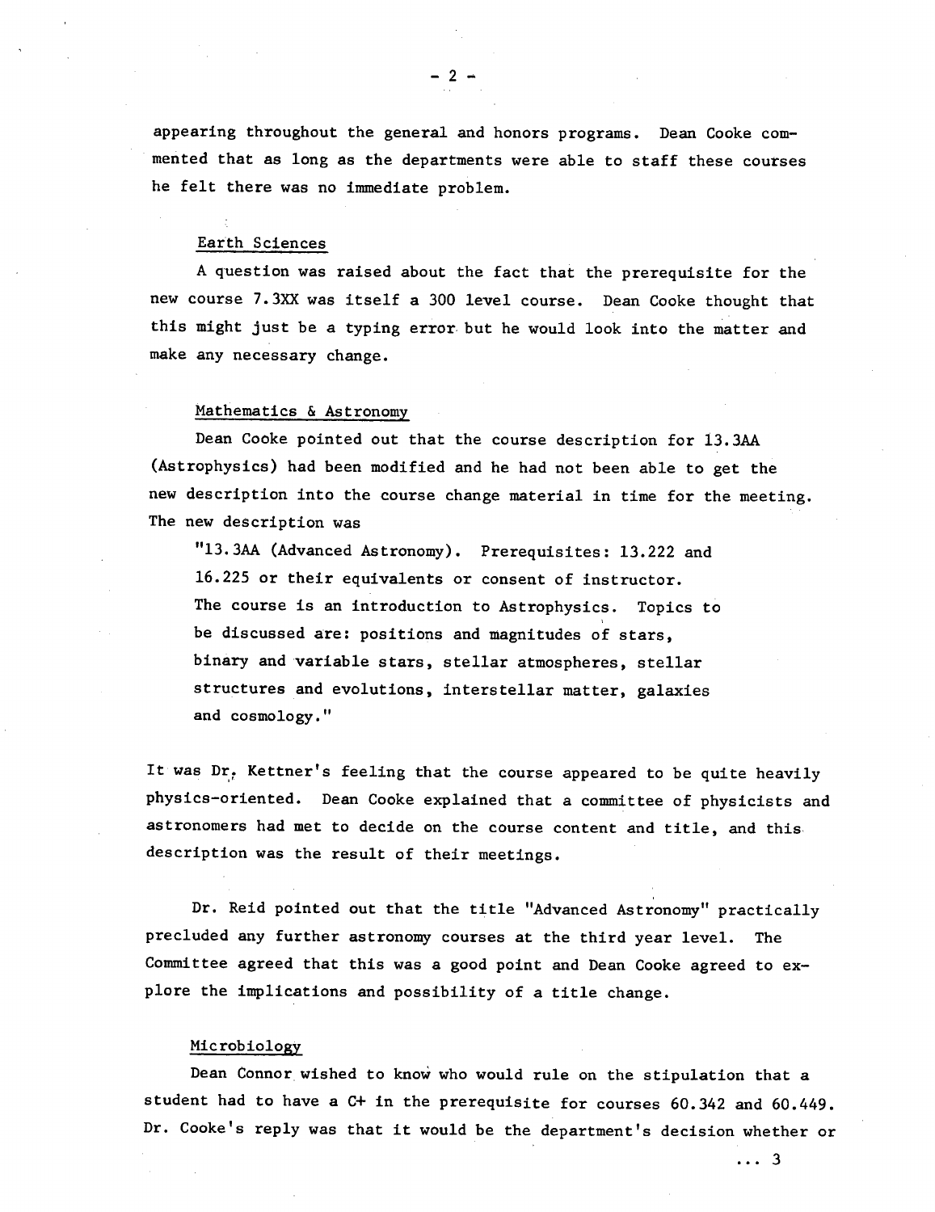appearing throughout the general and honors programs. Dean Cooke commented that as long as the departments were able to staff these courses he felt there was no immediate problem.

## Earth Sciences

A question was raised about the fact that the prerequisite for the new course 7.3XX was itself a 300 level course. Dean Cooke thought that this might just be a typing error but he would look into the matter and make any necessary change.

## Mathematics & Astronomy

Dean Cooke pointed out that the course description for 13.3AA (Astrophysics) had been modified and he had not been able to get the new description into the course change material in time for the meeting. The new description was

> "13.3AA (Advanced Astronomy). Prerequisites: 13.222 and 16.225 or their equivalents or consent of instructor. The course is an introduction to Astrophysics. Topics to be discussed are: positions and magnitudes of stars, binary and variable stars, stellar atmospheres, stellar structures and evolutions, interstellar matter, galaxies and cosmology."

It was Dr. Kettner's feeling that the course appeared to be quite heavily physics-oriented. Dean Cooke explained that a committee of physicists and astronomers had met to decide on the course content and title, and this description was the result of their meetings.

Dr. Reid pointed out that the title "Advanced Astronomy" practically precluded any further astronomy courses at the third year level. The Committee agreed that this was a good point and Dean Cooke agreed to explore the implications and possibility of a title change.

## Microbiology

Dean Connor wished to know who would rule on the stipulation that a student had to have a C+ in the prerequisite for courses 60.342 and 60.449. Dr. Cooke's reply was that it would be the department's decision whether or

... 3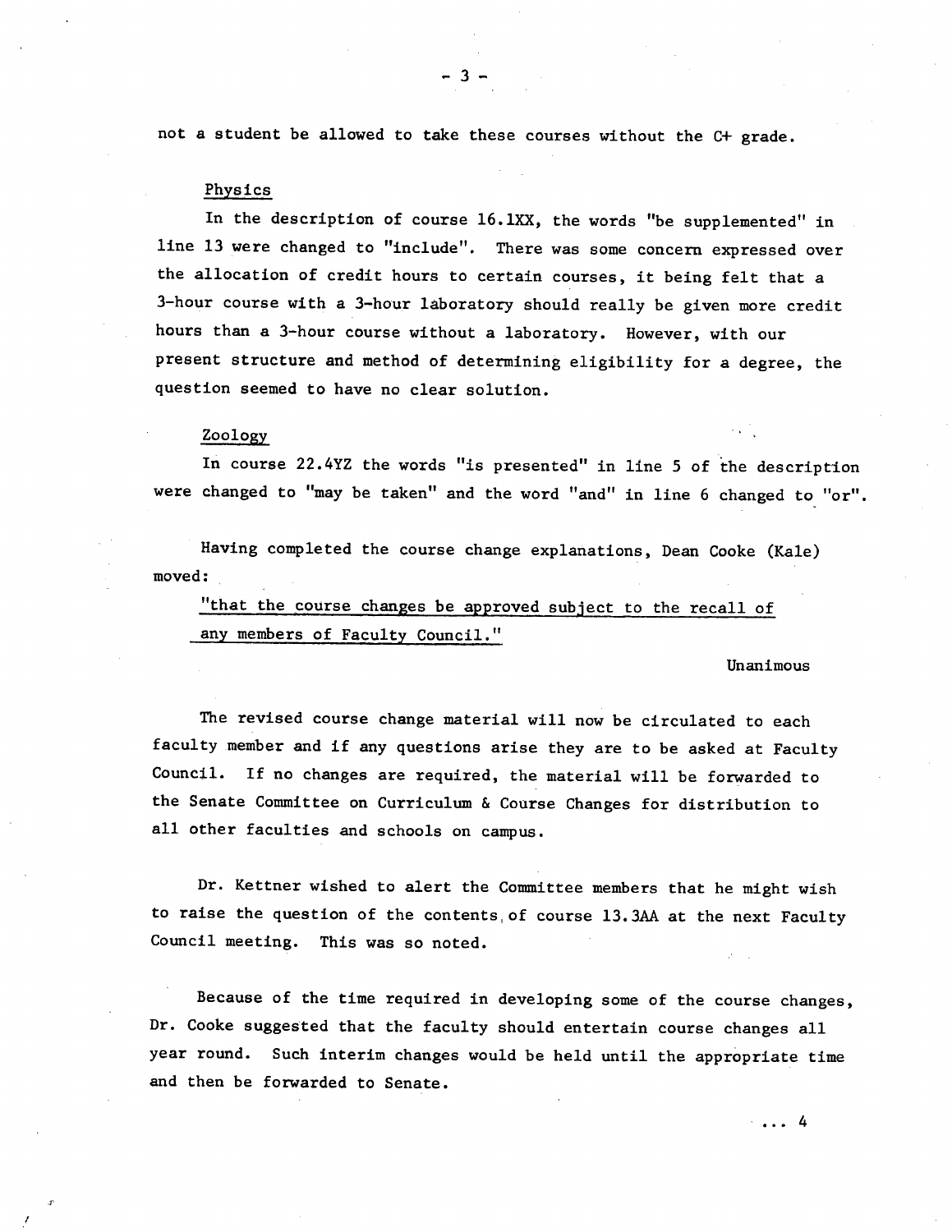not a student be allowed to take these courses without the C+ grade.

Physics

In the description of course 16.1XX, the words "be supplemented" in line 13 were changed to "include". There was some concern expressed over the allocation of credit hours to certain courses, it being felt that a 3-hour course with a 3-hour laboratory should really be given more credit hours than a 3-hour course without a laboratory. However, with our present structure and method of determining eligibility for a degree, the question seemed to have no clear solution.

Zoology

In course 22.4YZ the words "is presented" in line 5 of the description were changed to "may be taken" and the word "and" in line 6 changed to "or".

Having completed the course change explanations, Dean Cooke (Kale) moved:

"that the course changes be approved subject to the recall of any members of Faculty Council."

Unanimous

The revised course change material will now be circulated to each faculty member and if any questions arise they are to be asked at Faculty Council. If no changes are required, the material will be forwarded to the Senate Committee on Curriculum & Course Changes for distribution to all other faculties and schools on campus.

Dr. Kettner wished to alert the Committee members that he might wish to raise the question of the contents of course 13.3AA at the next Faculty Council meeting. This was so noted.

Because of the time required in developing some of the course changes, Dr. Cooke suggested that the faculty should entertain course changes all year round. Such interim changes would be held until the appropriate time and then be forwarded to Senate.

... 4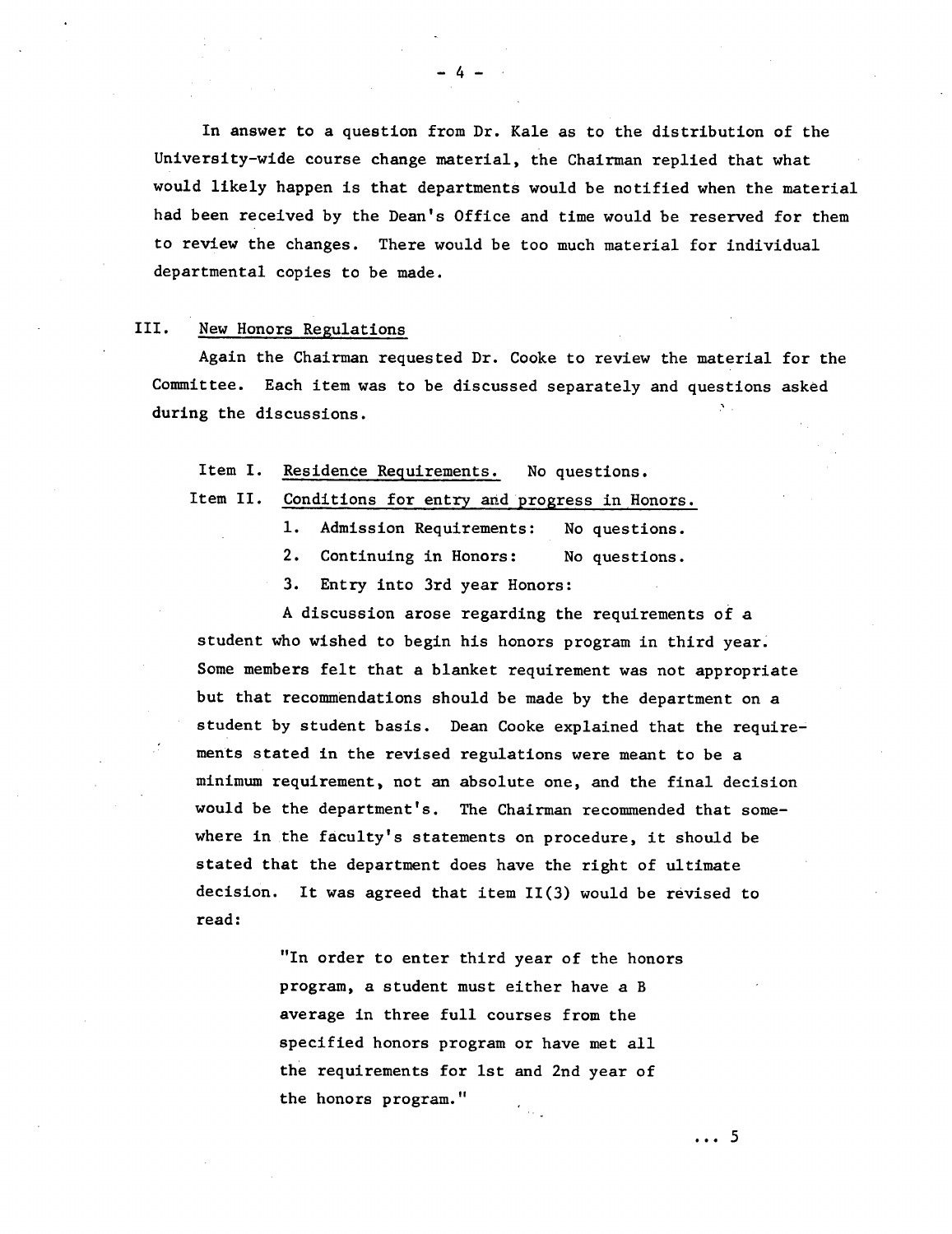In answer to a question from Dr. Kale as to the distribution of the University-wide course change material, the Chairman replied that what would likely happen is that departments would be notified when the material had been received by the Dean's Office and time would be reserved for them to review the changes. There would be too much material for individual departmental copies to be made.

## III. New Honors Regulations

Again the Chairman requested Dr. Cooke to review the material for the Committee. Each item was to be discussed separately and questions asked during the discussions.

Item I. Residence Requirements. No questions.

Item II. Conditions for entry and progress in Honors.

1. Admission Requirements: No questions.
2. Continuing in Honors: No questions.
3. Entry into 3rd year Honors:

A discussion arose regarding the requirements of a student who wished to begin his honors program in third year. Some members felt that a blanket requirement was not appropriate but that recommendations should be made by the department on a student by student basis. Dean Cooke explained that the requirements stated in the revised regulations were meant to be a minimum requirement, not an absolute one, and the final decision would be the department's. The Chairman recommended that somewhere in the faculty's statements on procedure, it should be stated that the department does have the right of ultimate decision. It was agreed that item II(3) would be revised to read:

> "In order to enter third year of the honors program, a student must either have a B average in three full courses from the specified honors program or have met all the requirements for 1st and 2nd year of the honors program."

... 5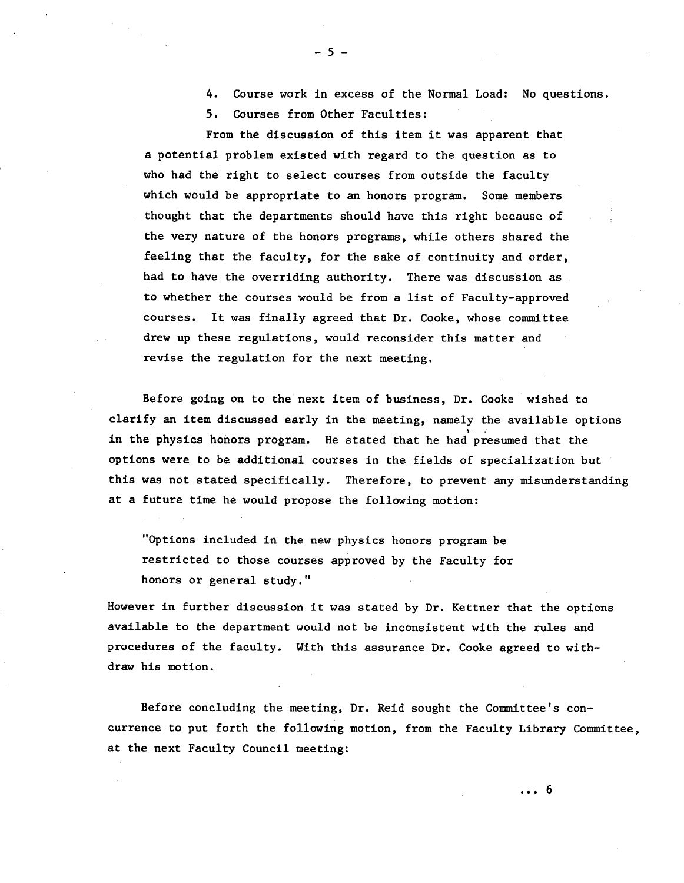4. Course work in excess of the Normal Load: No questions.

5. Courses from Other Faculties:

From the discussion of this item it was apparent that a potential problem existed with regard to the question as to who had the right to select courses from outside the faculty which would be appropriate to an honors program. Some members thought that the departments should have this right because of the very nature of the honors programs, while others shared the feeling that the faculty, for the sake of continuity and order, had to have the overriding authority. There was discussion as to whether the courses would be from a list of Faculty-approved courses. It was finally agreed that Dr. Cooke, whose committee drew up these regulations, would reconsider this matter and revise the regulation for the next meeting.

Before going on to the next item of business, Dr. Cooke wished to clarify an item discussed early in the meeting, namely the available options in the physics honors program. He stated that he had presumed that the options were to be additional courses in the fields of specialization but this was not stated specifically. Therefore, to prevent any misunderstanding at a future time he would propose the following motion:

> "Options included in the new physics honors program be restricted to those courses approved by the Faculty for honors or general study."

However in further discussion it was stated by Dr. Kettner that the options available to the department would not be inconsistent with the rules and procedures of the faculty. With this assurance Dr. Cooke agreed to withdraw his motion.

Before concluding the meeting, Dr. Reid sought the Committee's concurrence to put forth the following motion, from the Faculty Library Committee, at the next Faculty Council meeting:

... 6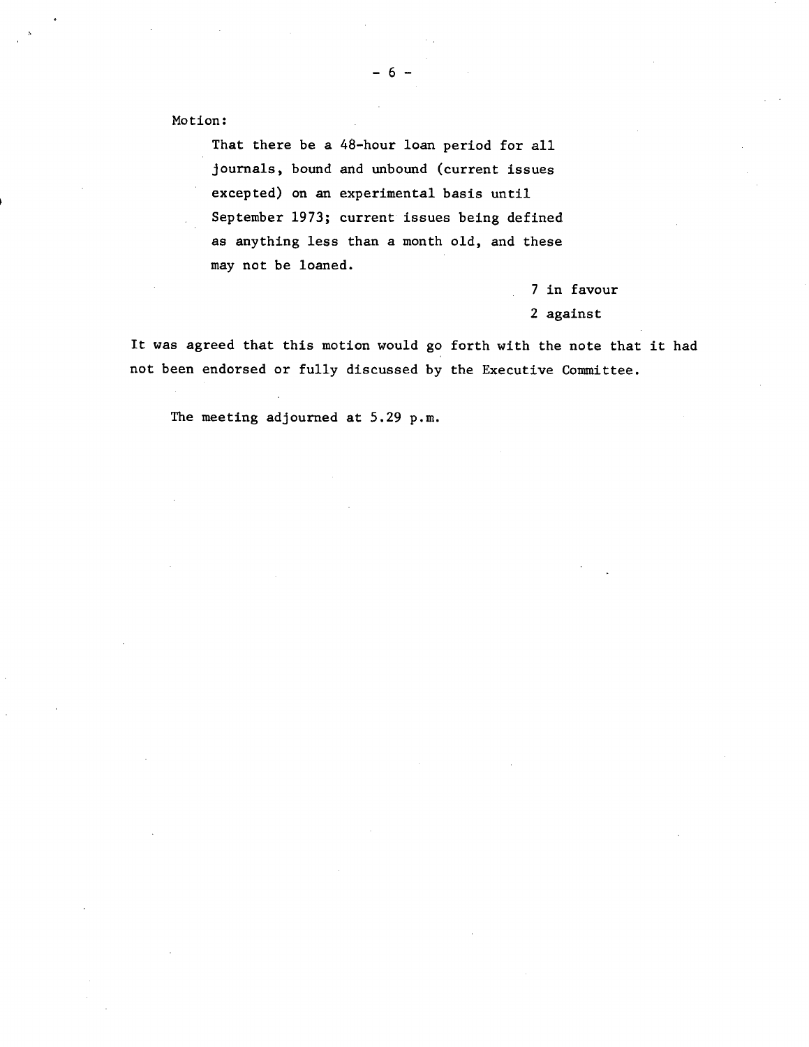Motion:

> That there be a 48-hour loan period for all journals, bound and unbound (current issues excepted) on an experimental basis until September 1973; current issues being defined as anything less than a month old, and these may not be loaned.

7 in favour
2 against

It was agreed that this motion would go forth with the note that it had not been endorsed or fully discussed by the Executive Committee.

The meeting adjourned at 5.29 p.m.